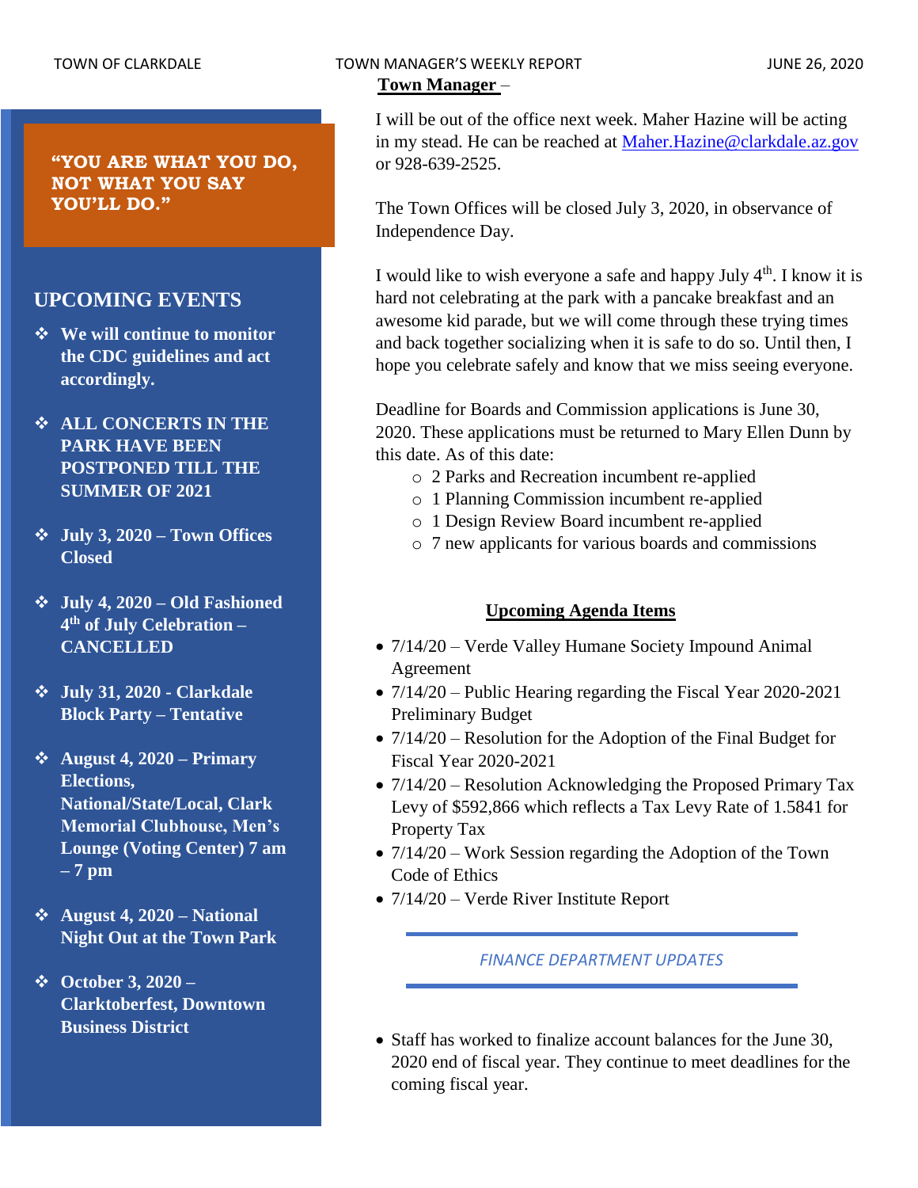TOWN OF CLARKDALE | TOWN MANAGER'S WEEKLY REPORT | JUNE 26, 2020

**"YOU ARE WHAT YOU DO, NOT WHAT YOU SAY YOU'LL DO."**

## UPCOMING EVENTS

- **We will continue to monitor the CDC guidelines and act accordingly.**
- **ALL CONCERTS IN THE PARK HAVE BEEN POSTPONED TILL THE SUMMER OF 2021**
- **July 3, 2020 – Town Offices Closed**
- **July 4, 2020 – Old Fashioned 4th of July Celebration – CANCELLED**
- **July 31, 2020 - Clarkdale Block Party – Tentative**
- **August 4, 2020 – Primary Elections, National/State/Local, Clark Memorial Clubhouse, Men's Lounge (Voting Center) 7 am – 7 pm**
- **August 4, 2020 – National Night Out at the Town Park**
- **October 3, 2020 – Clarktoberfest, Downtown Business District**

## Town Manager –

I will be out of the office next week. Maher Hazine will be acting in my stead. He can be reached at Maher.Hazine@clarkdale.az.gov or 928-639-2525.

The Town Offices will be closed July 3, 2020, in observance of Independence Day.

I would like to wish everyone a safe and happy July 4th. I know it is hard not celebrating at the park with a pancake breakfast and an awesome kid parade, but we will come through these trying times and back together socializing when it is safe to do so. Until then, I hope you celebrate safely and know that we miss seeing everyone.

Deadline for Boards and Commission applications is June 30, 2020. These applications must be returned to Mary Ellen Dunn by this date. As of this date:

- 2 Parks and Recreation incumbent re-applied
- 1 Planning Commission incumbent re-applied
- 1 Design Review Board incumbent re-applied
- 7 new applicants for various boards and commissions

### Upcoming Agenda Items

- 7/14/20 – Verde Valley Humane Society Impound Animal Agreement
- 7/14/20 – Public Hearing regarding the Fiscal Year 2020-2021 Preliminary Budget
- 7/14/20 – Resolution for the Adoption of the Final Budget for Fiscal Year 2020-2021
- 7/14/20 – Resolution Acknowledging the Proposed Primary Tax Levy of $592,866 which reflects a Tax Levy Rate of 1.5841 for Property Tax
- 7/14/20 – Work Session regarding the Adoption of the Town Code of Ethics
- 7/14/20 – Verde River Institute Report

## *FINANCE DEPARTMENT UPDATES*

- Staff has worked to finalize account balances for the June 30, 2020 end of fiscal year. They continue to meet deadlines for the coming fiscal year.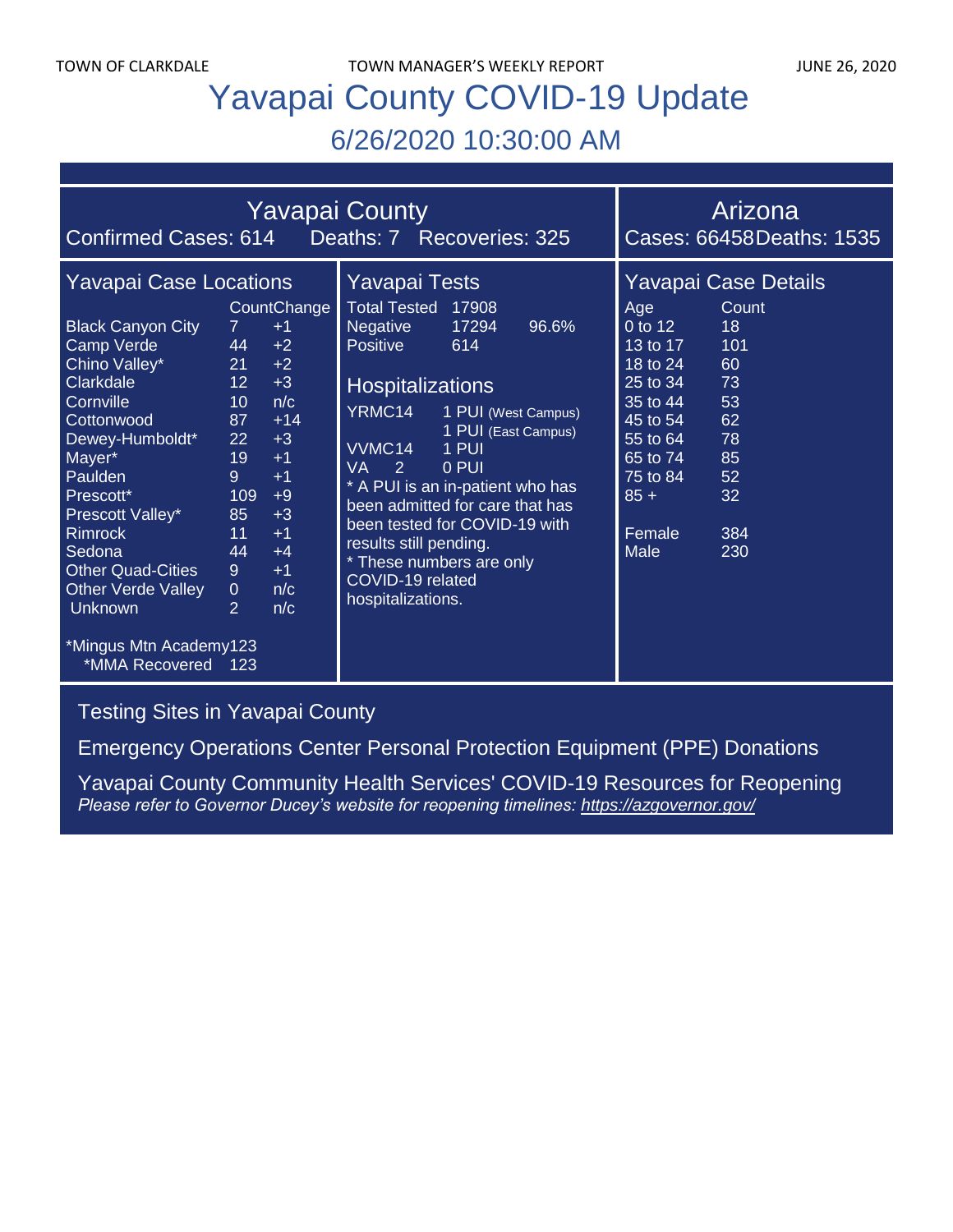# Yavapai County COVID-19 Update

## 6/26/2020 10:30:00 AM

## Yavapai County

Confirmed Cases: 614 Deaths: 7 Recoveries: 325

## Arizona

Cases: 66458 Deaths: 1535

### Yavapai Case Locations

| | Count | Change |
|---|---|---|
| Black Canyon City | 7 | +1 |
| Camp Verde | 44 | +2 |
| Chino Valley* | 21 | +2 |
| Clarkdale | 12 | +3 |
| Cornville | 10 | n/c |
| Cottonwood | 87 | +14 |
| Dewey-Humboldt* | 22 | +3 |
| Mayer* | 19 | +1 |
| Paulden | 9 | +1 |
| Prescott* | 109 | +9 |
| Prescott Valley* | 85 | +3 |
| Rimrock | 11 | +1 |
| Sedona | 44 | +4 |
| Other Quad-Cities | 9 | +1 |
| Other Verde Valley | 0 | n/c |
| Unknown | 2 | n/c |

*Mingus Mtn Academy 123
*MMA Recovered 123

### Yavapai Tests

| | | |
|---|---|---|
| Total Tested | 17908 | |
| Negative | 17294 | 96.6% |
| Positive | 614 | |

### Hospitalizations

| | |
|---|---|
| YRMC14 | 1 PUI (West Campus) |
| | 1 PUI (East Campus) |
| VVMC14 | 1 PUI |
| VA 2 | 0 PUI |

* A PUI is an in-patient who has been admitted for care that has been tested for COVID-19 with results still pending.
* These numbers are only COVID-19 related hospitalizations.

### Yavapai Case Details

| Age | Count |
|---|---|
| 0 to 12 | 18 |
| 13 to 17 | 101 |
| 18 to 24 | 60 |
| 25 to 34 | 73 |
| 35 to 44 | 53 |
| 45 to 54 | 62 |
| 55 to 64 | 78 |
| 65 to 74 | 85 |
| 75 to 84 | 52 |
| 85 + | 32 |
| Female | 384 |
| Male | 230 |

Testing Sites in Yavapai County

Emergency Operations Center Personal Protection Equipment (PPE) Donations

Yavapai County Community Health Services' COVID-19 Resources for Reopening

*Please refer to Governor Ducey's website for reopening timelines: https://azgovernor.gov/*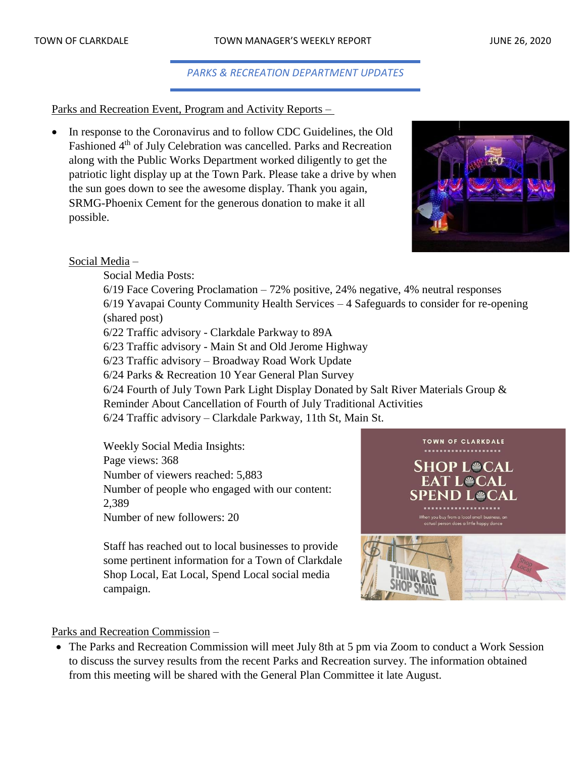## PARKS & RECREATION DEPARTMENT UPDATES

Parks and Recreation Event, Program and Activity Reports –

- In response to the Coronavirus and to follow CDC Guidelines, the Old Fashioned 4th of July Celebration was cancelled. Parks and Recreation along with the Public Works Department worked diligently to get the patriotic light display up at the Town Park. Please take a drive by when the sun goes down to see the awesome display. Thank you again, SRMG-Phoenix Cement for the generous donation to make it all possible.

Social Media –

Social Media Posts:
6/19 Face Covering Proclamation – 72% positive, 24% negative, 4% neutral responses
6/19 Yavapai County Community Health Services – 4 Safeguards to consider for re-opening (shared post)
6/22 Traffic advisory - Clarkdale Parkway to 89A
6/23 Traffic advisory - Main St and Old Jerome Highway
6/23 Traffic advisory – Broadway Road Work Update
6/24 Parks & Recreation 10 Year General Plan Survey
6/24 Fourth of July Town Park Light Display Donated by Salt River Materials Group & Reminder About Cancellation of Fourth of July Traditional Activities
6/24 Traffic advisory – Clarkdale Parkway, 11th St, Main St.

Weekly Social Media Insights:
Page views: 368
Number of viewers reached: 5,883
Number of people who engaged with our content: 2,389
Number of new followers: 20

Staff has reached out to local businesses to provide some pertinent information for a Town of Clarkdale Shop Local, Eat Local, Spend Local social media campaign.

Parks and Recreation Commission –

- The Parks and Recreation Commission will meet July 8th at 5 pm via Zoom to conduct a Work Session to discuss the survey results from the recent Parks and Recreation survey. The information obtained from this meeting will be shared with the General Plan Committee it late August.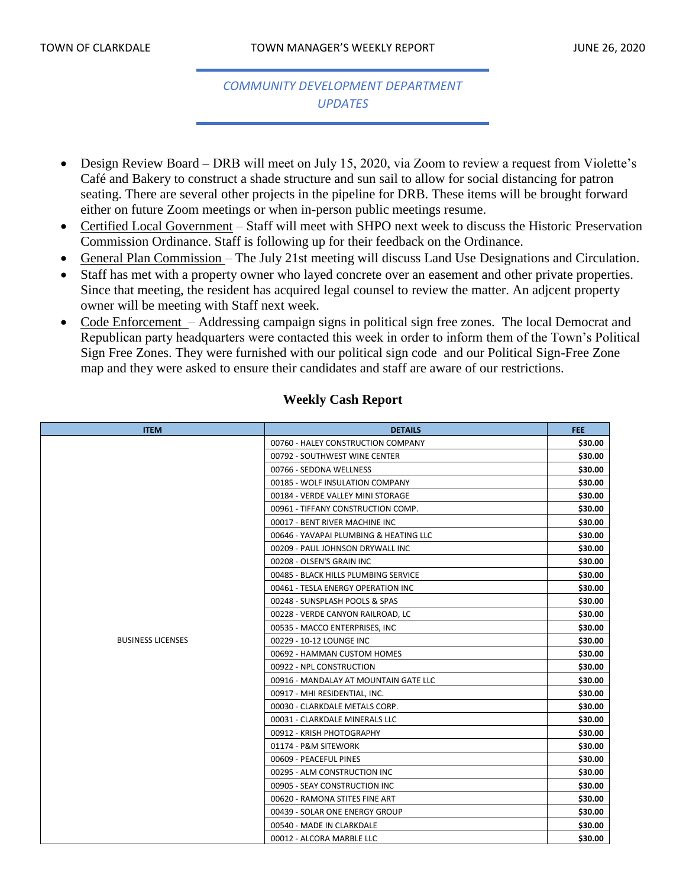## *COMMUNITY DEVELOPMENT DEPARTMENT UPDATES*

- Design Review Board – DRB will meet on July 15, 2020, via Zoom to review a request from Violette's Café and Bakery to construct a shade structure and sun sail to allow for social distancing for patron seating. There are several other projects in the pipeline for DRB. These items will be brought forward either on future Zoom meetings or when in-person public meetings resume.
- Certified Local Government – Staff will meet with SHPO next week to discuss the Historic Preservation Commission Ordinance. Staff is following up for their feedback on the Ordinance.
- General Plan Commission – The July 21st meeting will discuss Land Use Designations and Circulation.
- Staff has met with a property owner who layed concrete over an easement and other private properties. Since that meeting, the resident has acquired legal counsel to review the matter. An adjcent property owner will be meeting with Staff next week.
- Code Enforcement – Addressing campaign signs in political sign free zones. The local Democrat and Republican party headquarters were contacted this week in order to inform them of the Town's Political Sign Free Zones. They were furnished with our political sign code and our Political Sign-Free Zone map and they were asked to ensure their candidates and staff are aware of our restrictions.

## Weekly Cash Report

| ITEM | DETAILS | FEE |
|---|---|---|
| BUSINESS LICENSES | 00760 - HALEY CONSTRUCTION COMPANY | $30.00 |
| | 00792 - SOUTHWEST WINE CENTER | $30.00 |
| | 00766 - SEDONA WELLNESS | $30.00 |
| | 00185 - WOLF INSULATION COMPANY | $30.00 |
| | 00184 - VERDE VALLEY MINI STORAGE | $30.00 |
| | 00961 - TIFFANY CONSTRUCTION COMP. | $30.00 |
| | 00017 - BENT RIVER MACHINE INC | $30.00 |
| | 00646 - YAVAPAI PLUMBING & HEATING LLC | $30.00 |
| | 00209 - PAUL JOHNSON DRYWALL INC | $30.00 |
| | 00208 - OLSEN'S GRAIN INC | $30.00 |
| | 00485 - BLACK HILLS PLUMBING SERVICE | $30.00 |
| | 00461 - TESLA ENERGY OPERATION INC | $30.00 |
| | 00248 - SUNSPLASH POOLS & SPAS | $30.00 |
| | 00228 - VERDE CANYON RAILROAD, LC | $30.00 |
| | 00535 - MACCO ENTERPRISES, INC | $30.00 |
| | 00229 - 10-12 LOUNGE INC | $30.00 |
| | 00692 - HAMMAN CUSTOM HOMES | $30.00 |
| | 00922 - NPL CONSTRUCTION | $30.00 |
| | 00916 - MANDALAY AT MOUNTAIN GATE LLC | $30.00 |
| | 00917 - MHI RESIDENTIAL, INC. | $30.00 |
| | 00030 - CLARKDALE METALS CORP. | $30.00 |
| | 00031 - CLARKDALE MINERALS LLC | $30.00 |
| | 00912 - KRISH PHOTOGRAPHY | $30.00 |
| | 01174 - P&M SITEWORK | $30.00 |
| | 00609 - PEACEFUL PINES | $30.00 |
| | 00295 - ALM CONSTRUCTION INC | $30.00 |
| | 00905 - SEAY CONSTRUCTION INC | $30.00 |
| | 00620 - RAMONA STITES FINE ART | $30.00 |
| | 00439 - SOLAR ONE ENERGY GROUP | $30.00 |
| | 00540 - MADE IN CLARKDALE | $30.00 |
| | 00012 - ALCORA MARBLE LLC | $30.00 |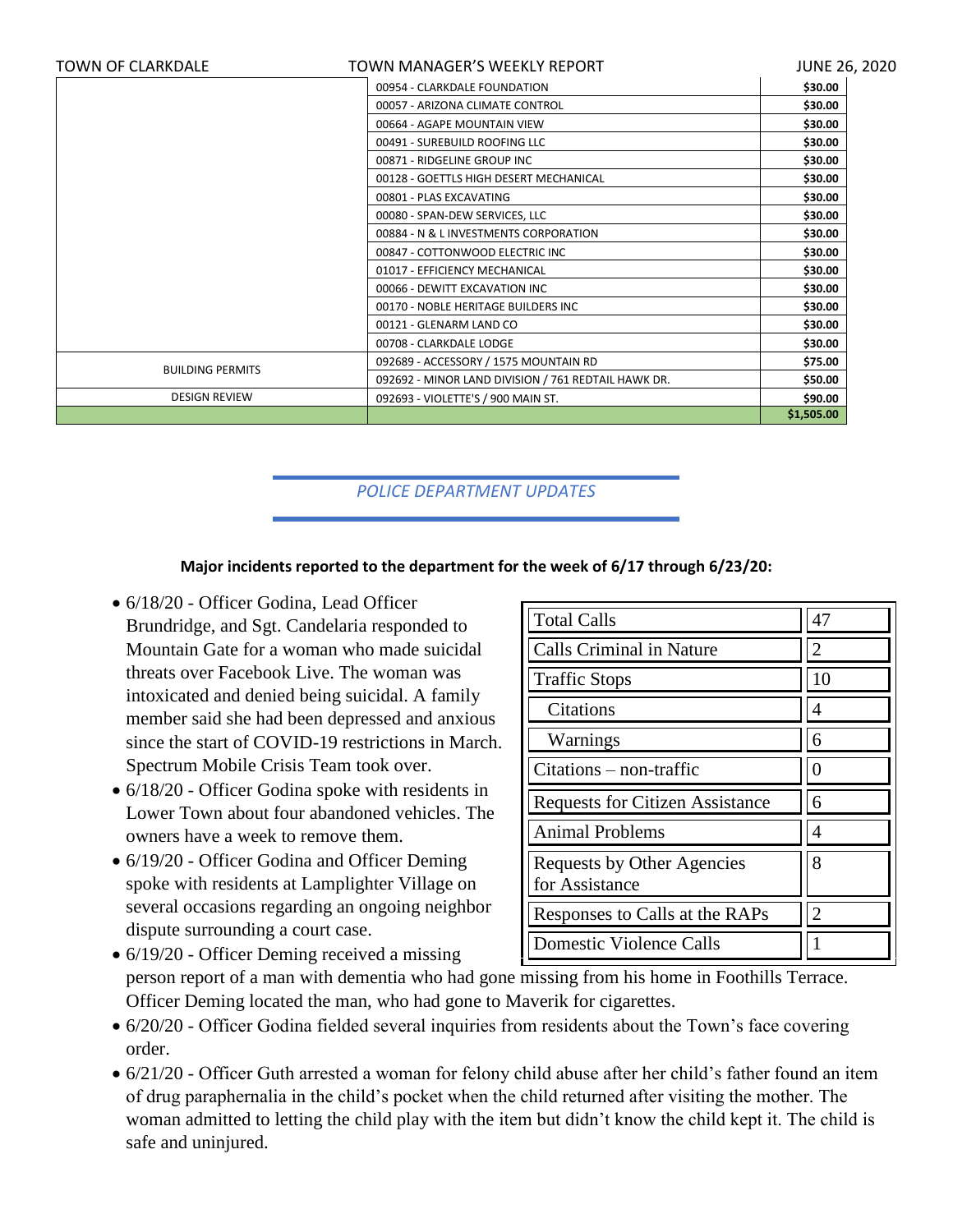| | | |
|---|---|---|
| | 00954 - CLARKDALE FOUNDATION | $30.00 |
| | 00057 - ARIZONA CLIMATE CONTROL | $30.00 |
| | 00664 - AGAPE MOUNTAIN VIEW | $30.00 |
| | 00491 - SUREBUILD ROOFING LLC | $30.00 |
| | 00871 - RIDGELINE GROUP INC | $30.00 |
| | 00128 - GOETTLS HIGH DESERT MECHANICAL | $30.00 |
| | 00801 - PLAS EXCAVATING | $30.00 |
| | 00080 - SPAN-DEW SERVICES, LLC | $30.00 |
| | 00884 - N & L INVESTMENTS CORPORATION | $30.00 |
| | 00847 - COTTONWOOD ELECTRIC INC | $30.00 |
| | 01017 - EFFICIENCY MECHANICAL | $30.00 |
| | 00066 - DEWITT EXCAVATION INC | $30.00 |
| | 00170 - NOBLE HERITAGE BUILDERS INC | $30.00 |
| | 00121 - GLENARM LAND CO | $30.00 |
| | 00708 - CLARKDALE LODGE | $30.00 |
| BUILDING PERMITS | 092689 - ACCESSORY / 1575 MOUNTAIN RD | $75.00 |
| | 092692 - MINOR LAND DIVISION / 761 REDTAIL HAWK DR. | $50.00 |
| DESIGN REVIEW | 092693 - VIOLETTE'S / 900 MAIN ST. | $90.00 |
| | | $1,505.00 |

## *POLICE DEPARTMENT UPDATES*

**Major incidents reported to the department for the week of 6/17 through 6/23/20:**

| | |
|---|---|
| Total Calls | 47 |
| Calls Criminal in Nature | 2 |
| Traffic Stops | 10 |
| Citations | 4 |
| Warnings | 6 |
| Citations – non-traffic | 0 |
| Requests for Citizen Assistance | 6 |
| Animal Problems | 4 |
| Requests by Other Agencies for Assistance | 8 |
| Responses to Calls at the RAPs | 2 |
| Domestic Violence Calls | 1 |

- 6/18/20 - Officer Godina, Lead Officer Brundridge, and Sgt. Candelaria responded to Mountain Gate for a woman who made suicidal threats over Facebook Live. The woman was intoxicated and denied being suicidal. A family member said she had been depressed and anxious since the start of COVID-19 restrictions in March. Spectrum Mobile Crisis Team took over.
- 6/18/20 - Officer Godina spoke with residents in Lower Town about four abandoned vehicles. The owners have a week to remove them.
- 6/19/20 - Officer Godina and Officer Deming spoke with residents at Lamplighter Village on several occasions regarding an ongoing neighbor dispute surrounding a court case.
- 6/19/20 - Officer Deming received a missing person report of a man with dementia who had gone missing from his home in Foothills Terrace. Officer Deming located the man, who had gone to Maverik for cigarettes.
- 6/20/20 - Officer Godina fielded several inquiries from residents about the Town's face covering order.
- 6/21/20 - Officer Guth arrested a woman for felony child abuse after her child's father found an item of drug paraphernalia in the child's pocket when the child returned after visiting the mother. The woman admitted to letting the child play with the item but didn't know the child kept it. The child is safe and uninjured.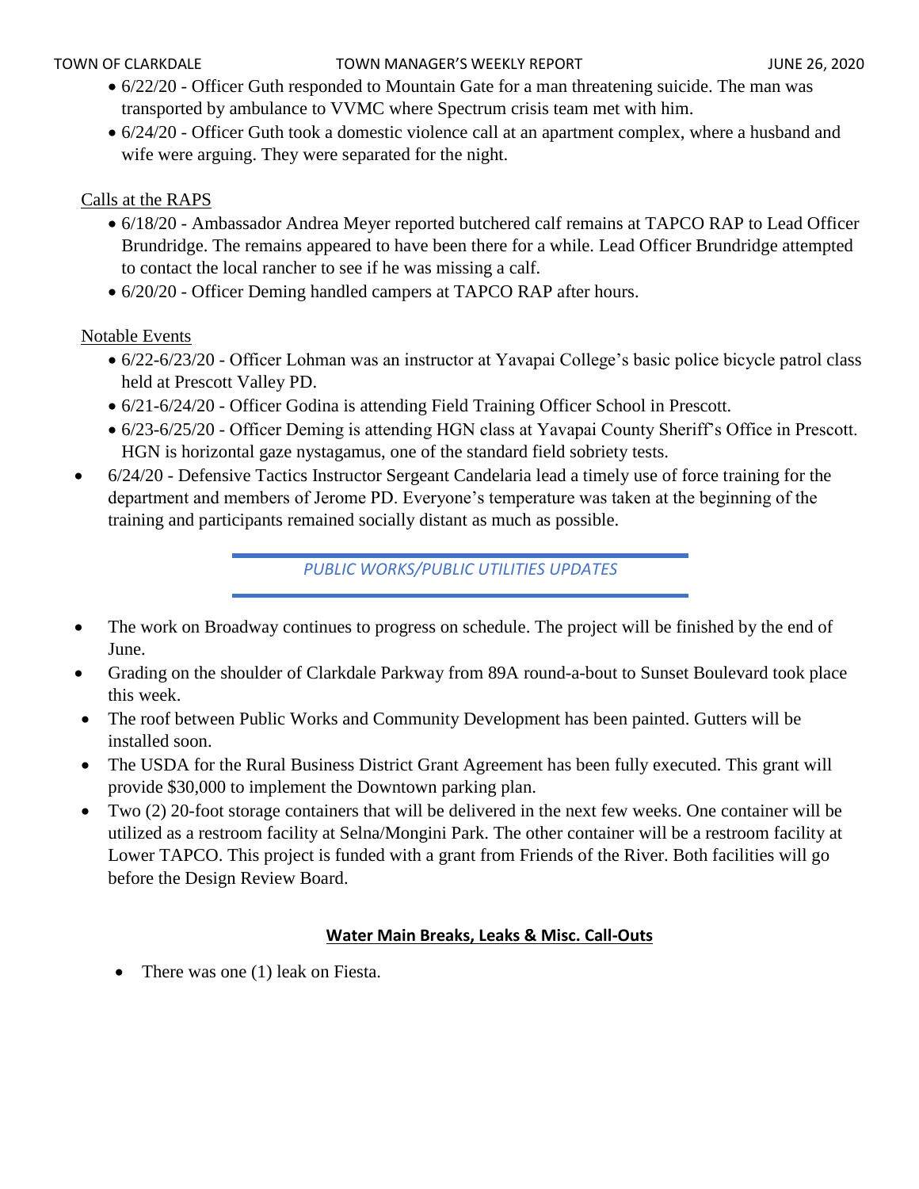- 6/22/20 - Officer Guth responded to Mountain Gate for a man threatening suicide. The man was transported by ambulance to VVMC where Spectrum crisis team met with him.
- 6/24/20 - Officer Guth took a domestic violence call at an apartment complex, where a husband and wife were arguing. They were separated for the night.

Calls at the RAPS

- 6/18/20 - Ambassador Andrea Meyer reported butchered calf remains at TAPCO RAP to Lead Officer Brundridge. The remains appeared to have been there for a while. Lead Officer Brundridge attempted to contact the local rancher to see if he was missing a calf.
- 6/20/20 - Officer Deming handled campers at TAPCO RAP after hours.

Notable Events

- 6/22-6/23/20 - Officer Lohman was an instructor at Yavapai College's basic police bicycle patrol class held at Prescott Valley PD.
- 6/21-6/24/20 - Officer Godina is attending Field Training Officer School in Prescott.
- 6/23-6/25/20 - Officer Deming is attending HGN class at Yavapai County Sheriff's Office in Prescott. HGN is horizontal gaze nystagamus, one of the standard field sobriety tests.
- 6/24/20 - Defensive Tactics Instructor Sergeant Candelaria lead a timely use of force training for the department and members of Jerome PD. Everyone's temperature was taken at the beginning of the training and participants remained socially distant as much as possible.

## *PUBLIC WORKS/PUBLIC UTILITIES UPDATES*

- The work on Broadway continues to progress on schedule. The project will be finished by the end of June.
- Grading on the shoulder of Clarkdale Parkway from 89A round-a-bout to Sunset Boulevard took place this week.
- The roof between Public Works and Community Development has been painted. Gutters will be installed soon.
- The USDA for the Rural Business District Grant Agreement has been fully executed. This grant will provide $30,000 to implement the Downtown parking plan.
- Two (2) 20-foot storage containers that will be delivered in the next few weeks. One container will be utilized as a restroom facility at Selna/Mongini Park. The other container will be a restroom facility at Lower TAPCO. This project is funded with a grant from Friends of the River. Both facilities will go before the Design Review Board.

### Water Main Breaks, Leaks & Misc. Call-Outs

- There was one (1) leak on Fiesta.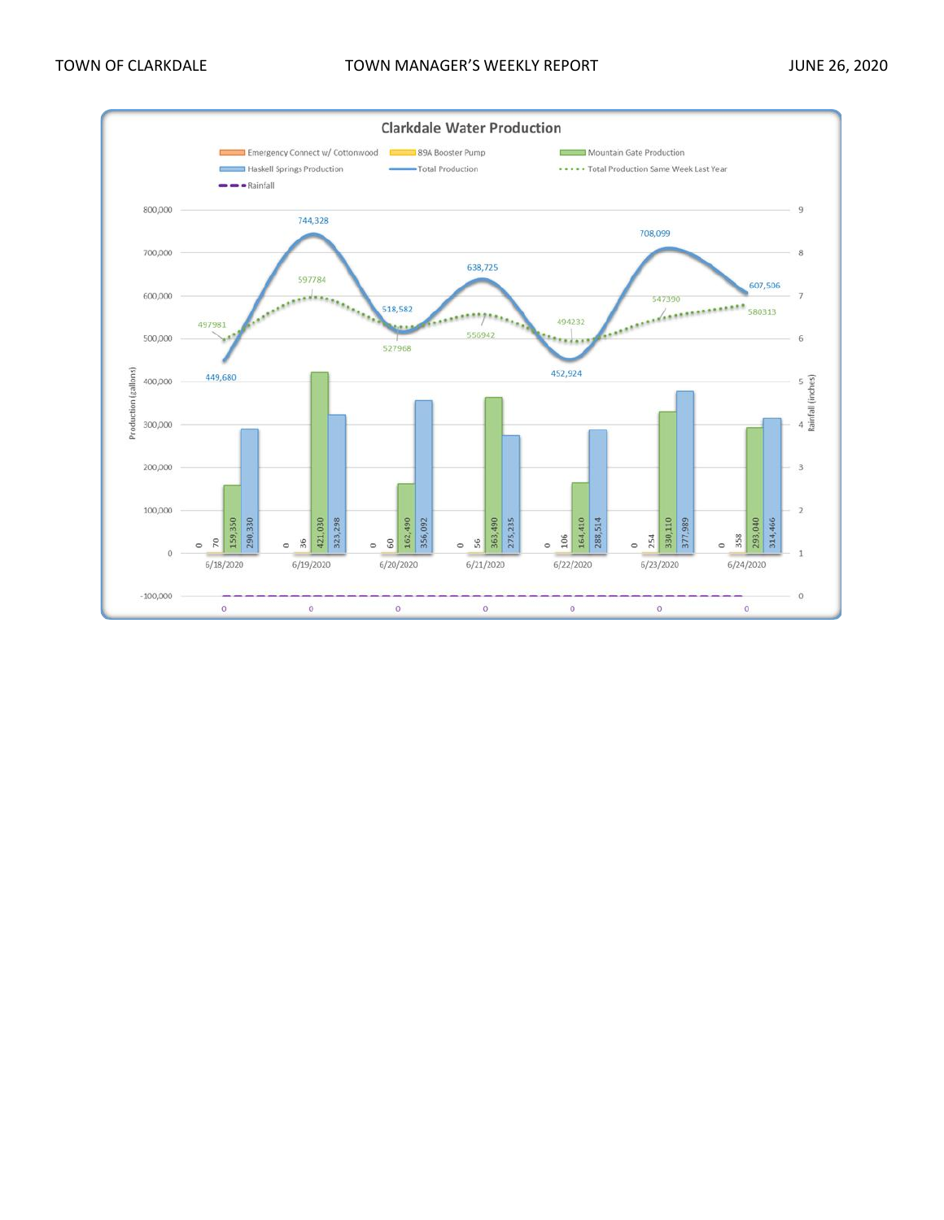Clarkdale Water Production

Emergency Connect w/ Cottonwood
89A Booster Pump
Mountain Gate Production
Haskell Springs Production
Total Production
Total Production Same Week Last Year
Rainfall

Production (gallons)
Rainfall (inches)

800,000
700,000
600,000
500,000
400,000
300,000
200,000
100,000
0
-100,000

9
8
7
6
5
4
3
2
1
0

744,328
708,099
638,725
607,506
518,582
449,680
452,924

597784
547390
580313
497981
494232
556942
527968

6/18/2020: 0, 70, 159,350, 290,330
6/19/2020: 0, 36, 421,030, 323,298
6/20/2020: 0, 60, 162,490, 356,092
6/21/2020: 0, 56, 363,490, 275,235
6/22/2020: 0, 106, 164,410, 288,514
6/23/2020: 0, 254, 330,110, 377,989
6/24/2020: 0, 358, 293,040, 314,466

0 0 0 0 0 0 0